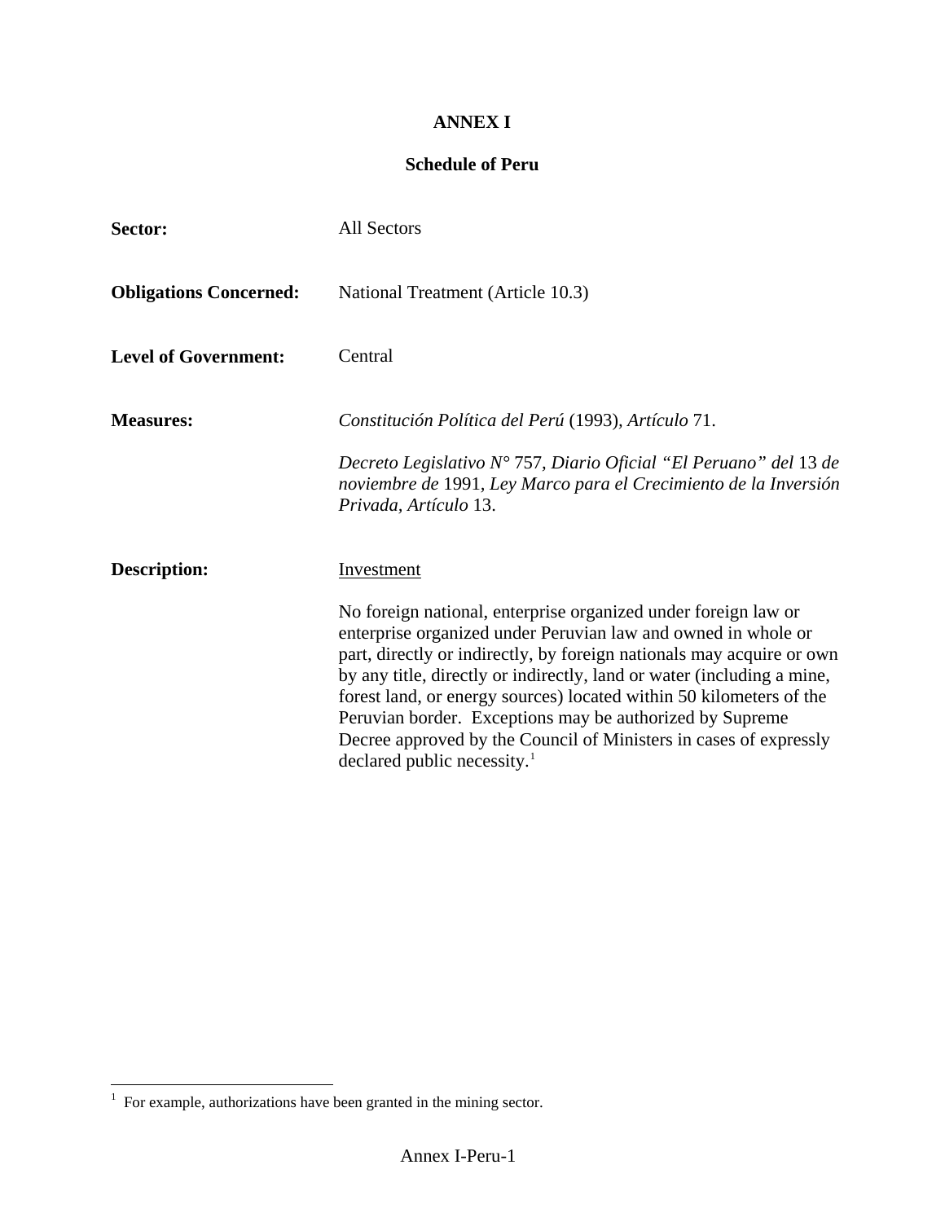# ANNEX I

## Schedule of Peru

**Sector:** All Sectors

**Obligations Concerned:** National Treatment (Article 10.3)

**Level of Government:** Central

**Measures:** *Constitución Política del Perú* (1993), *Artículo* 71.

*Decreto Legislativo N°* 757, *Diario Oficial "El Peruano" del* 13 *de noviembre de* 1991, *Ley Marco para el Crecimiento de la Inversión Privada, Artículo* 13.

**Description:** <u>Investment</u>

No foreign national, enterprise organized under foreign law or enterprise organized under Peruvian law and owned in whole or part, directly or indirectly, by foreign nationals may acquire or own by any title, directly or indirectly, land or water (including a mine, forest land, or energy sources) located within 50 kilometers of the Peruvian border. Exceptions may be authorized by Supreme Decree approved by the Council of Ministers in cases of expressly declared public necessity.[1]

---

[1] For example, authorizations have been granted in the mining sector.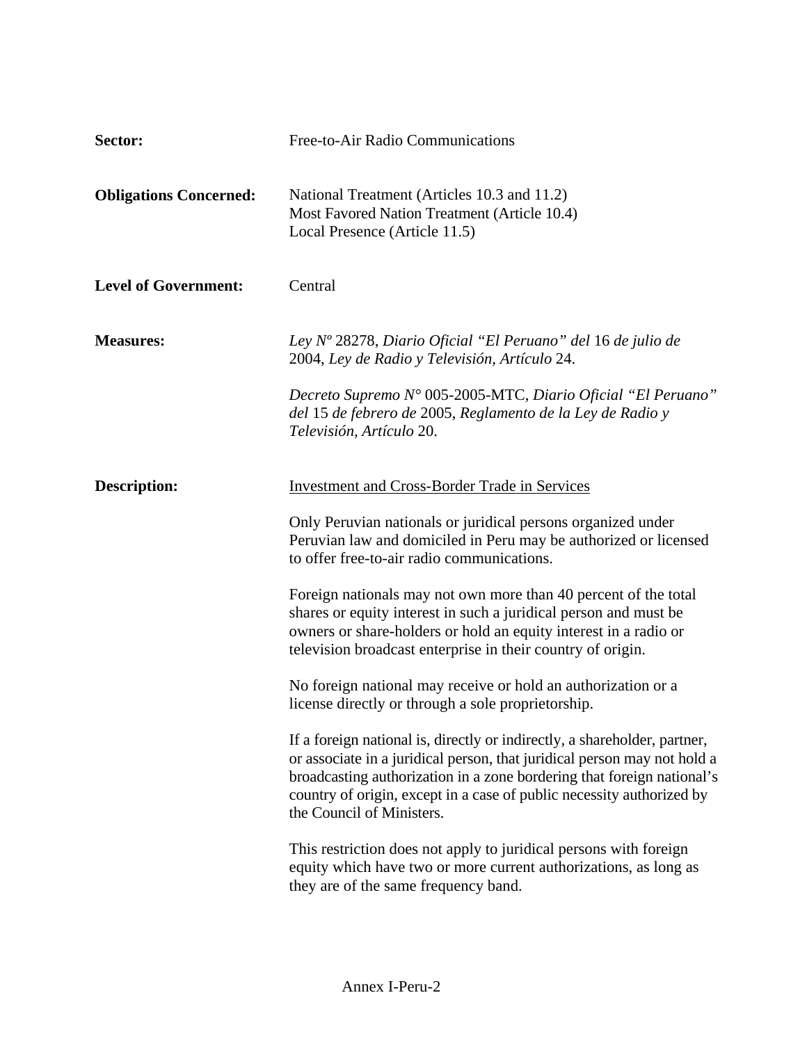**Sector:** Free-to-Air Radio Communications

**Obligations Concerned:** National Treatment (Articles 10.3 and 11.2)
Most Favored Nation Treatment (Article 10.4)
Local Presence (Article 11.5)

**Level of Government:** Central

**Measures:** *Ley Nº* 28278, *Diario Oficial "El Peruano" del* 16 *de julio de* 2004, *Ley de Radio y Televisión, Artículo* 24.

*Decreto Supremo N°* 005-2005-MTC, *Diario Oficial "El Peruano" del* 15 *de febrero de* 2005, *Reglamento de la Ley de Radio y Televisión, Artículo* 20.

**Description:** Investment and Cross-Border Trade in Services

Only Peruvian nationals or juridical persons organized under Peruvian law and domiciled in Peru may be authorized or licensed to offer free-to-air radio communications.

Foreign nationals may not own more than 40 percent of the total shares or equity interest in such a juridical person and must be owners or share-holders or hold an equity interest in a radio or television broadcast enterprise in their country of origin.

No foreign national may receive or hold an authorization or a license directly or through a sole proprietorship.

If a foreign national is, directly or indirectly, a shareholder, partner, or associate in a juridical person, that juridical person may not hold a broadcasting authorization in a zone bordering that foreign national's country of origin, except in a case of public necessity authorized by the Council of Ministers.

This restriction does not apply to juridical persons with foreign equity which have two or more current authorizations, as long as they are of the same frequency band.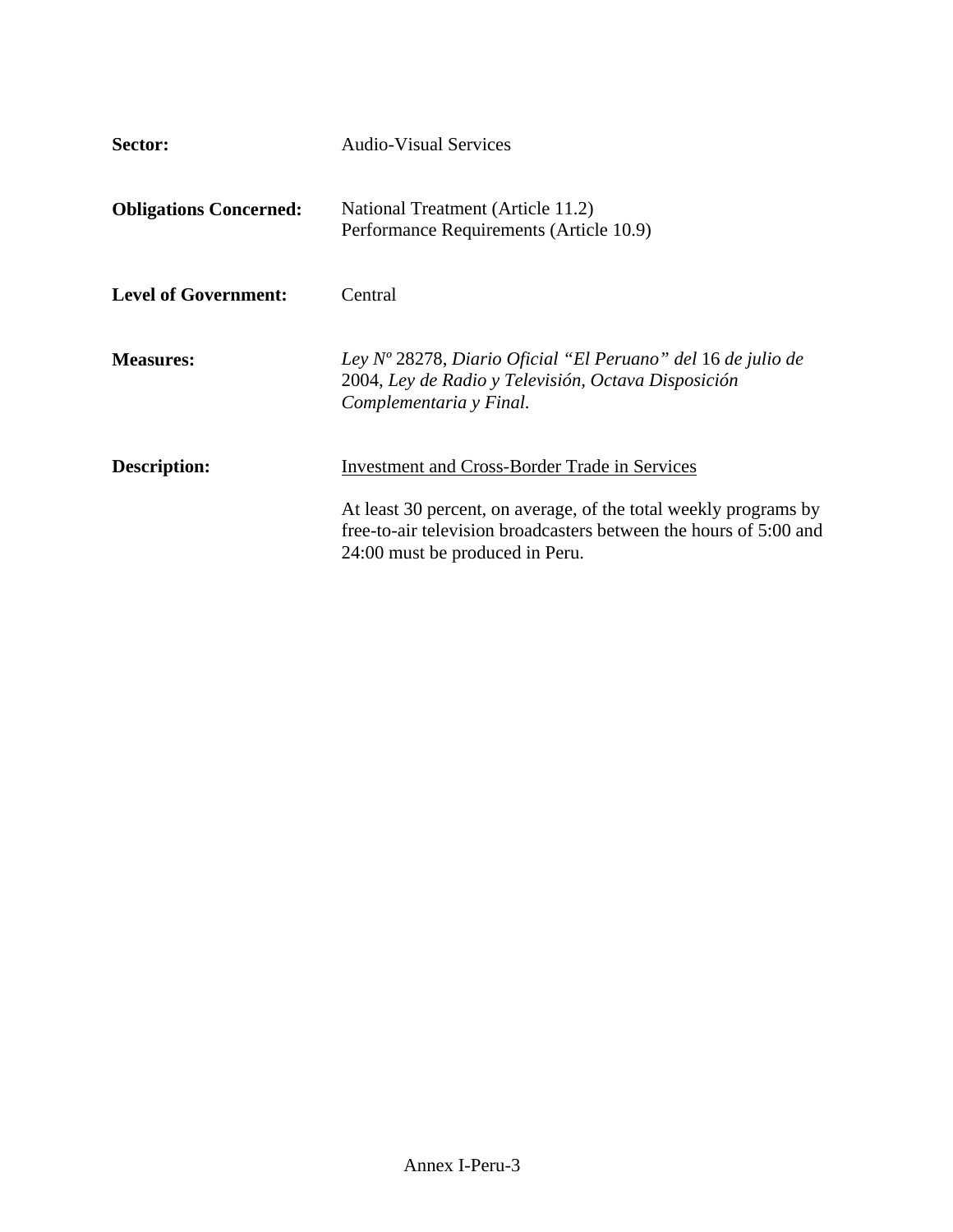**Sector:** Audio-Visual Services

**Obligations Concerned:** National Treatment (Article 11.2)
Performance Requirements (Article 10.9)

**Level of Government:** Central

**Measures:** *Ley Nº* 28278, *Diario Oficial "El Peruano" del* 16 *de julio de* 2004, *Ley de Radio y Televisión, Octava Disposición Complementaria y Final.*

**Description:** <u>Investment and Cross-Border Trade in Services</u>

At least 30 percent, on average, of the total weekly programs by free-to-air television broadcasters between the hours of 5:00 and 24:00 must be produced in Peru.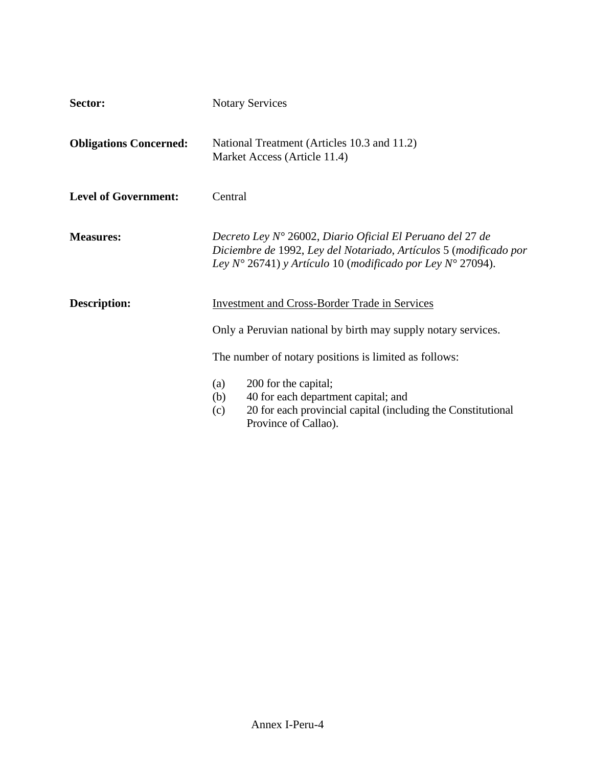**Sector:** Notary Services

**Obligations Concerned:** National Treatment (Articles 10.3 and 11.2)
Market Access (Article 11.4)

**Level of Government:** Central

**Measures:** *Decreto Ley N°* 26002, *Diario Oficial El Peruano del* 27 *de Diciembre de* 1992, *Ley del Notariado*, *Artículos* 5 (*modificado por Ley N°* 26741) *y Artículo* 10 (*modificado por Ley N°* 27094).

**Description:** <u>Investment and Cross-Border Trade in Services</u>

Only a Peruvian national by birth may supply notary services.

The number of notary positions is limited as follows:

(a) 200 for the capital;
(b) 40 for each department capital; and
(c) 20 for each provincial capital (including the Constitutional Province of Callao).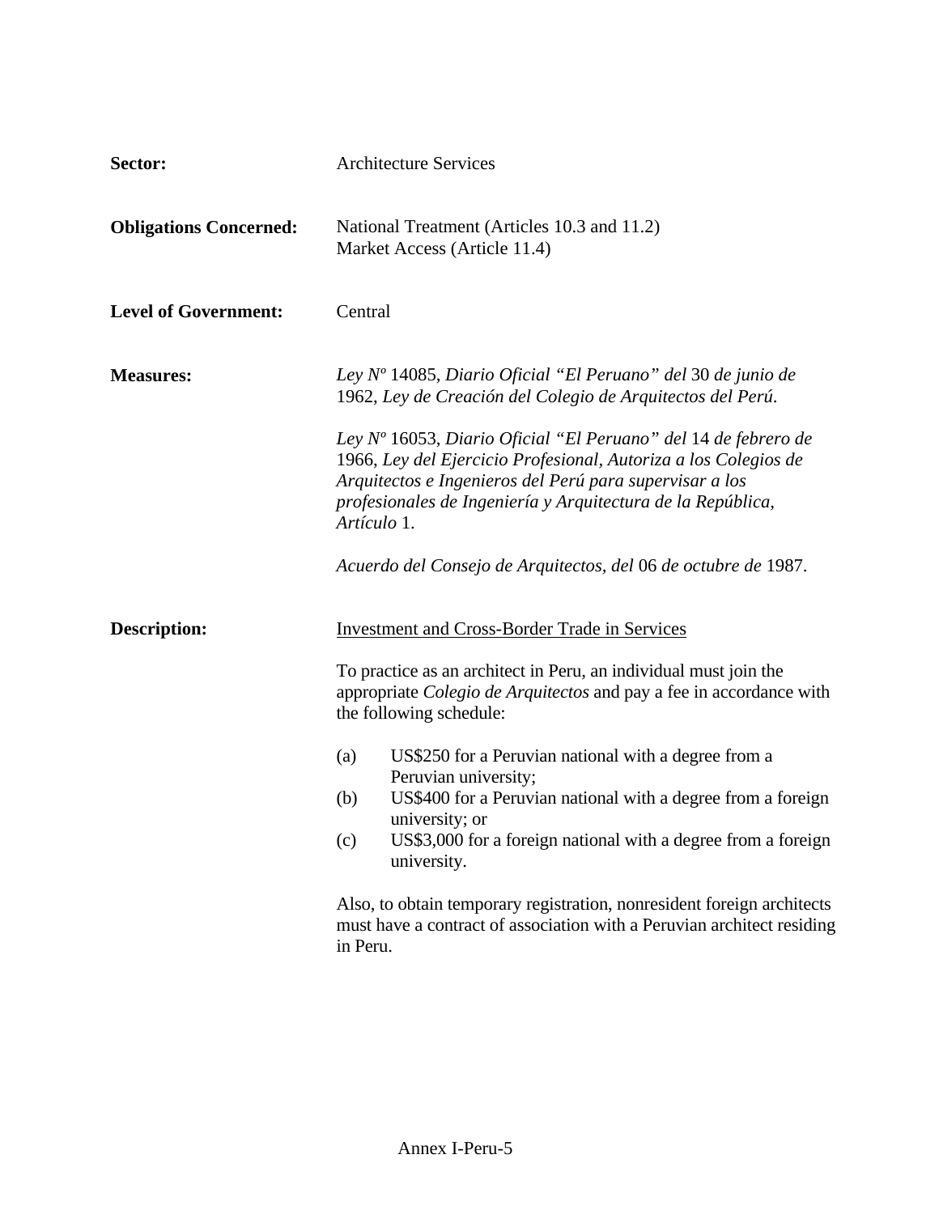**Sector:** Architecture Services

**Obligations Concerned:** National Treatment (Articles 10.3 and 11.2)
Market Access (Article 11.4)

**Level of Government:** Central

**Measures:** *Ley Nº* 14085, *Diario Oficial "El Peruano" del* 30 *de junio de* 1962, *Ley de Creación del Colegio de Arquitectos del Perú.*

*Ley Nº* 16053, *Diario Oficial "El Peruano" del* 14 *de febrero de* 1966, *Ley del Ejercicio Profesional, Autoriza a los Colegios de Arquitectos e Ingenieros del Perú para supervisar a los profesionales de Ingeniería y Arquitectura de la República, Artículo* 1.

*Acuerdo del Consejo de Arquitectos, del* 06 *de octubre de* 1987.

**Description:** Investment and Cross-Border Trade in Services

To practice as an architect in Peru, an individual must join the appropriate *Colegio de Arquitectos* and pay a fee in accordance with the following schedule:

(a) US$250 for a Peruvian national with a degree from a Peruvian university;
(b) US$400 for a Peruvian national with a degree from a foreign university; or
(c) US$3,000 for a foreign national with a degree from a foreign university.

Also, to obtain temporary registration, nonresident foreign architects must have a contract of association with a Peruvian architect residing in Peru.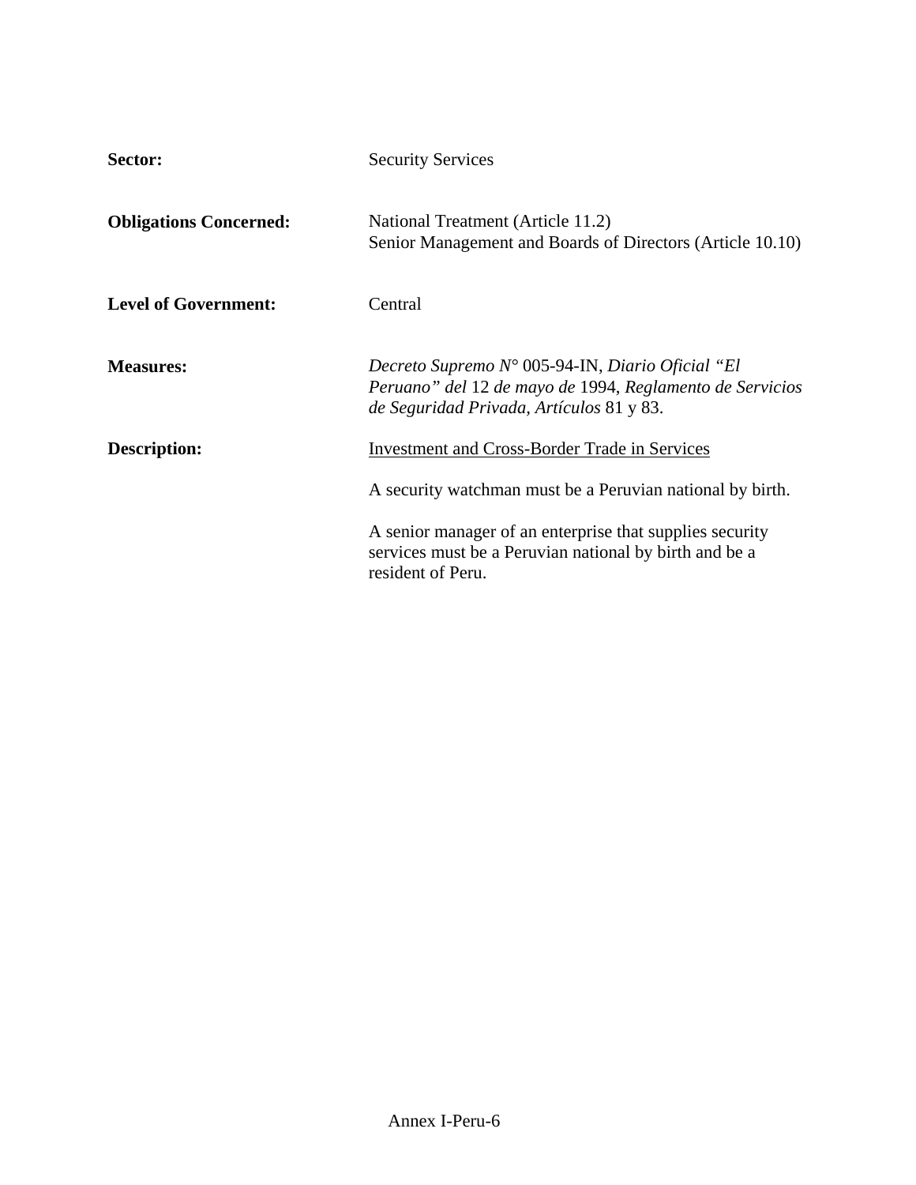**Sector:** Security Services

**Obligations Concerned:** National Treatment (Article 11.2)
Senior Management and Boards of Directors (Article 10.10)

**Level of Government:** Central

**Measures:** *Decreto Supremo N°* 005-94-IN, *Diario Oficial "El Peruano" del* 12 *de mayo de* 1994, *Reglamento de Servicios de Seguridad Privada, Artículos* 81 y 83.

**Description:** <u>Investment and Cross-Border Trade in Services</u>

A security watchman must be a Peruvian national by birth.

A senior manager of an enterprise that supplies security services must be a Peruvian national by birth and be a resident of Peru.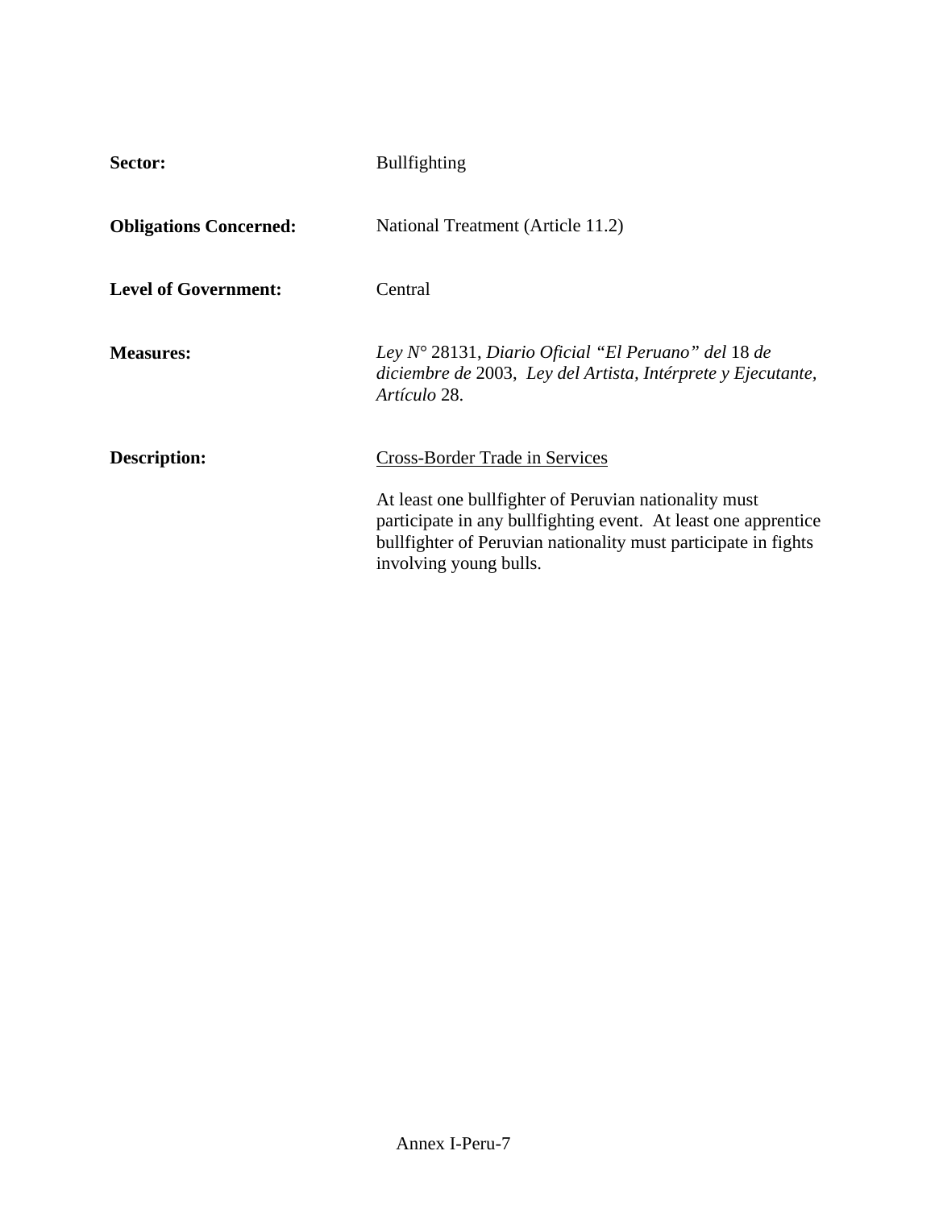**Sector:** Bullfighting

**Obligations Concerned:** National Treatment (Article 11.2)

**Level of Government:** Central

**Measures:** *Ley N°* 28131, *Diario Oficial "El Peruano" del* 18 *de diciembre de* 2003, *Ley del Artista, Intérprete y Ejecutante, Artículo* 28.

**Description:** Cross-Border Trade in Services

At least one bullfighter of Peruvian nationality must participate in any bullfighting event. At least one apprentice bullfighter of Peruvian nationality must participate in fights involving young bulls.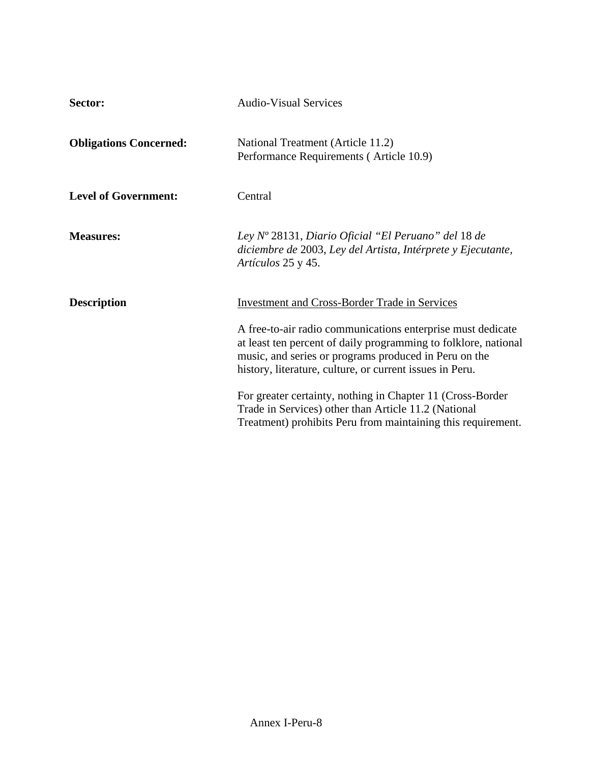**Sector:** Audio-Visual Services

**Obligations Concerned:** National Treatment (Article 11.2)
Performance Requirements ( Article 10.9)

**Level of Government:** Central

**Measures:** *Ley Nº* 28131, *Diario Oficial "El Peruano" del* 18 *de diciembre de* 2003, *Ley del Artista, Intérprete y Ejecutante, Artículos* 25 y 45.

**Description**

Investment and Cross-Border Trade in Services

A free-to-air radio communications enterprise must dedicate at least ten percent of daily programming to folklore, national music, and series or programs produced in Peru on the history, literature, culture, or current issues in Peru.

For greater certainty, nothing in Chapter 11 (Cross-Border Trade in Services) other than Article 11.2 (National Treatment) prohibits Peru from maintaining this requirement.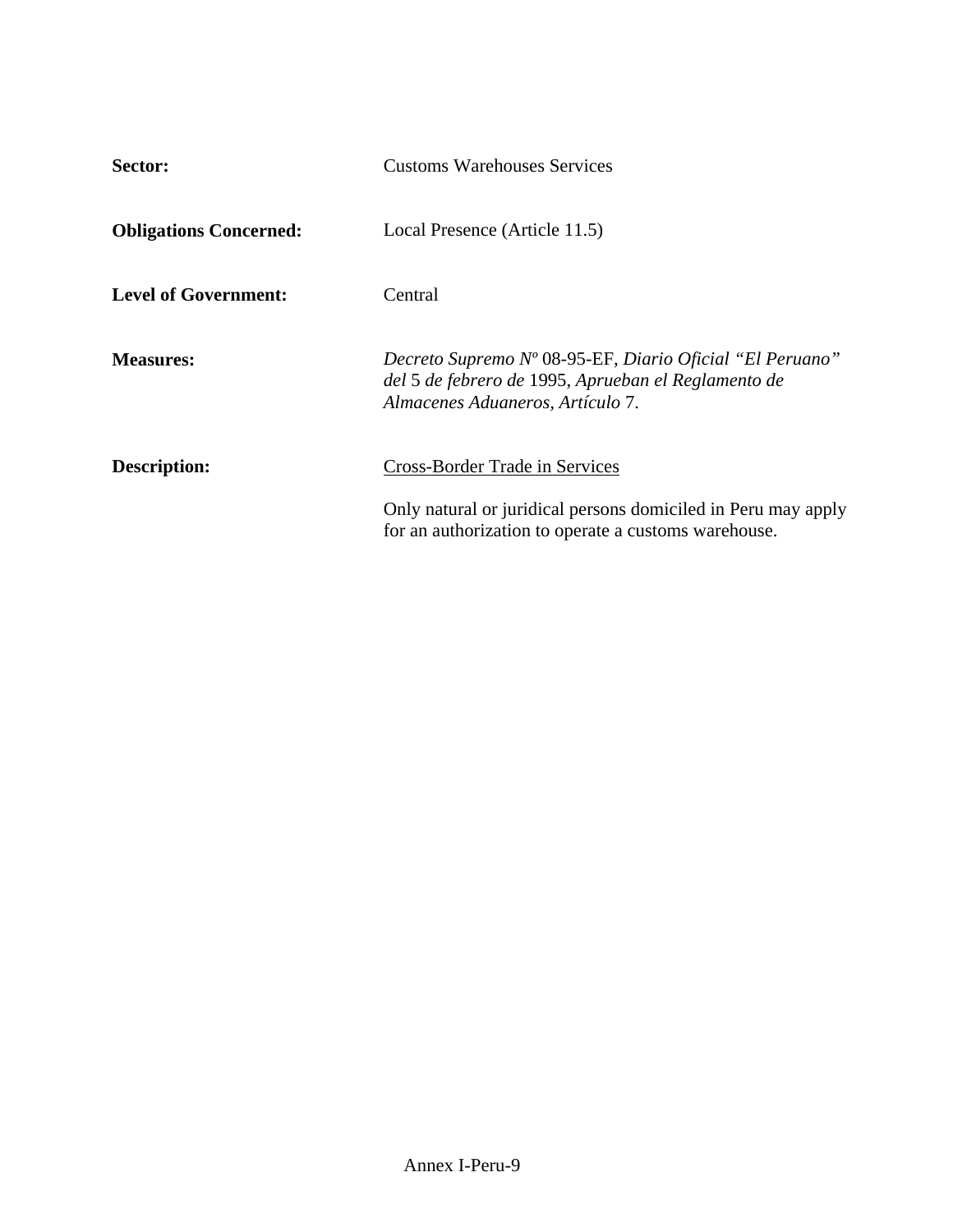**Sector:** Customs Warehouses Services

**Obligations Concerned:** Local Presence (Article 11.5)

**Level of Government:** Central

**Measures:** *Decreto Supremo Nº* 08-95-EF, *Diario Oficial "El Peruano" del* 5 *de febrero de* 1995, *Aprueban el Reglamento de Almacenes Aduaneros, Artículo* 7.

**Description:** <u>Cross-Border Trade in Services</u>

Only natural or juridical persons domiciled in Peru may apply for an authorization to operate a customs warehouse.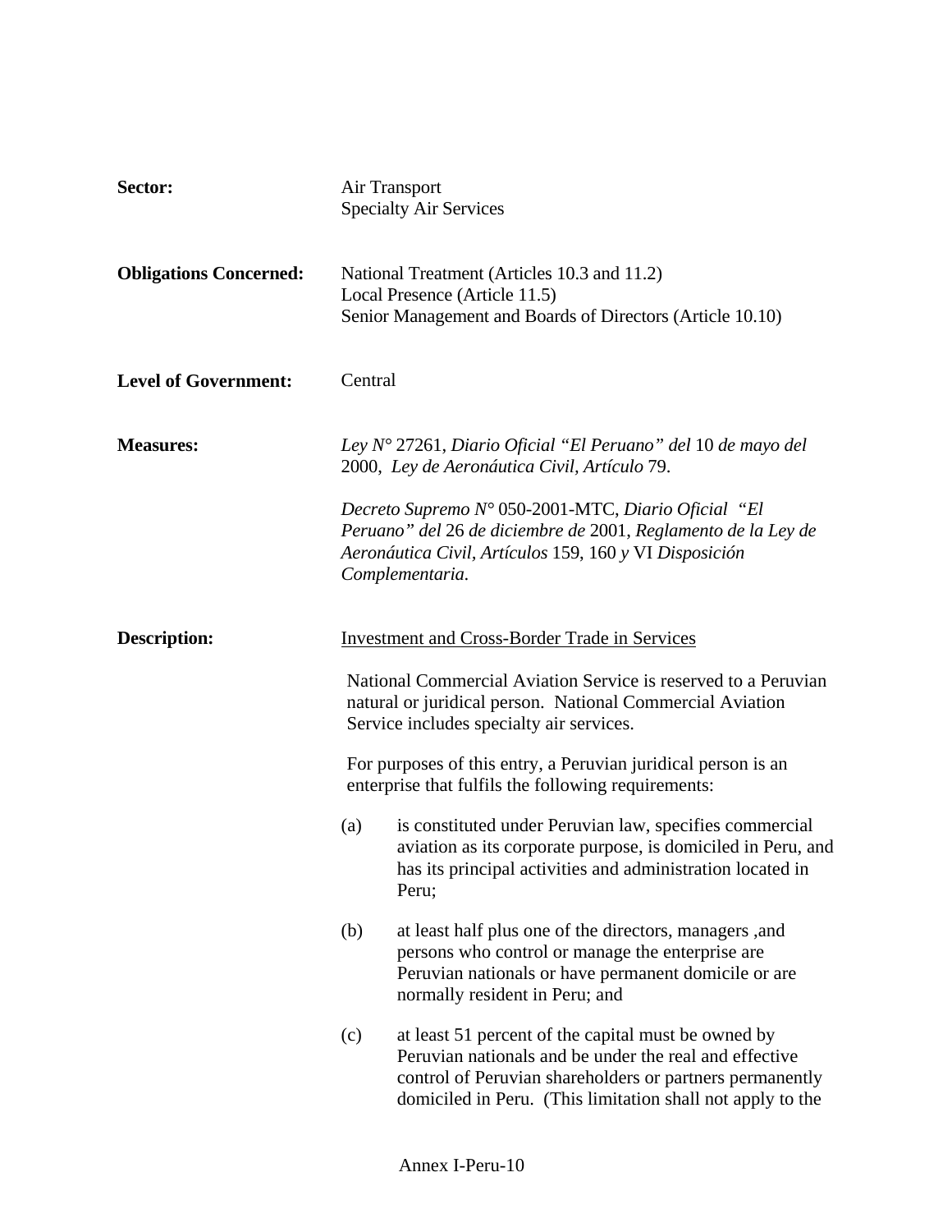**Sector:** Air Transport
Specialty Air Services

**Obligations Concerned:** National Treatment (Articles 10.3 and 11.2)
Local Presence (Article 11.5)
Senior Management and Boards of Directors (Article 10.10)

**Level of Government:** Central

**Measures:** *Ley N°* 27261, *Diario Oficial "El Peruano" del* 10 *de mayo del* 2000, *Ley de Aeronáutica Civil, Artículo* 79.

*Decreto Supremo N°* 050-2001-MTC, *Diario Oficial "El Peruano" del* 26 *de diciembre de* 2001, *Reglamento de la Ley de Aeronáutica Civil, Artículos* 159, 160 *y* VI *Disposición Complementaria.*

**Description:** Investment and Cross-Border Trade in Services

National Commercial Aviation Service is reserved to a Peruvian natural or juridical person. National Commercial Aviation Service includes specialty air services.

For purposes of this entry, a Peruvian juridical person is an enterprise that fulfils the following requirements:

(a) is constituted under Peruvian law, specifies commercial aviation as its corporate purpose, is domiciled in Peru, and has its principal activities and administration located in Peru;

(b) at least half plus one of the directors, managers ,and persons who control or manage the enterprise are Peruvian nationals or have permanent domicile or are normally resident in Peru; and

(c) at least 51 percent of the capital must be owned by Peruvian nationals and be under the real and effective control of Peruvian shareholders or partners permanently domiciled in Peru. (This limitation shall not apply to the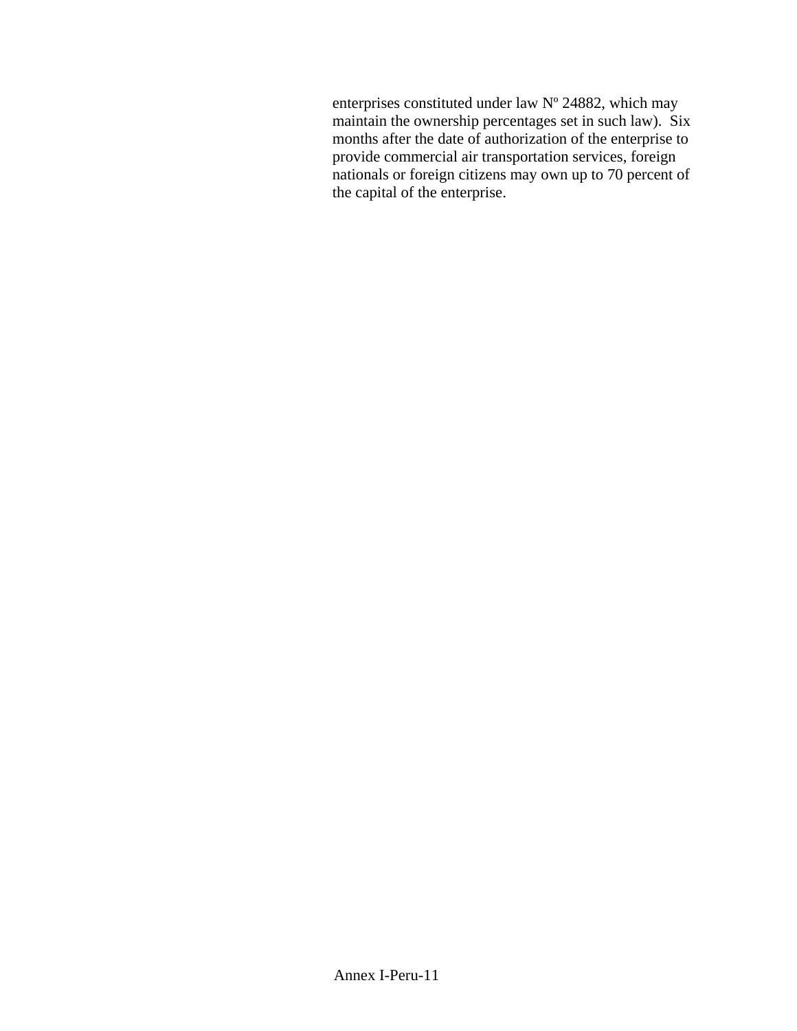enterprises constituted under law Nº 24882, which may maintain the ownership percentages set in such law). Six months after the date of authorization of the enterprise to provide commercial air transportation services, foreign nationals or foreign citizens may own up to 70 percent of the capital of the enterprise.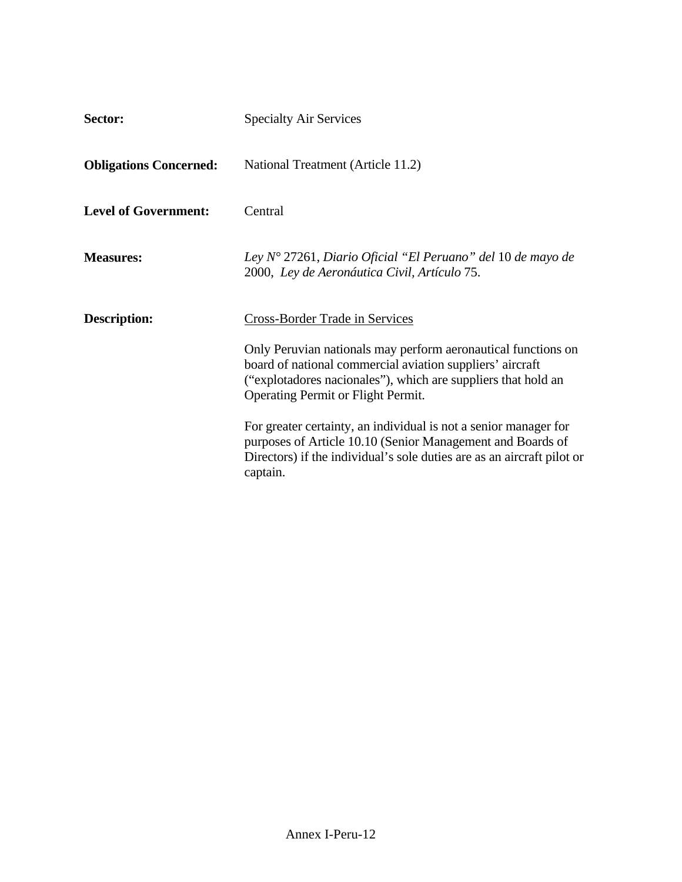**Sector:** Specialty Air Services

**Obligations Concerned:** National Treatment (Article 11.2)

**Level of Government:** Central

**Measures:** *Ley N°* 27261, *Diario Oficial "El Peruano" del* 10 *de mayo de* 2000, *Ley de Aeronáutica Civil, Artículo* 75.

**Description:** Cross-Border Trade in Services

Only Peruvian nationals may perform aeronautical functions on board of national commercial aviation suppliers' aircraft ("explotadores nacionales"), which are suppliers that hold an Operating Permit or Flight Permit.

For greater certainty, an individual is not a senior manager for purposes of Article 10.10 (Senior Management and Boards of Directors) if the individual's sole duties are as an aircraft pilot or captain.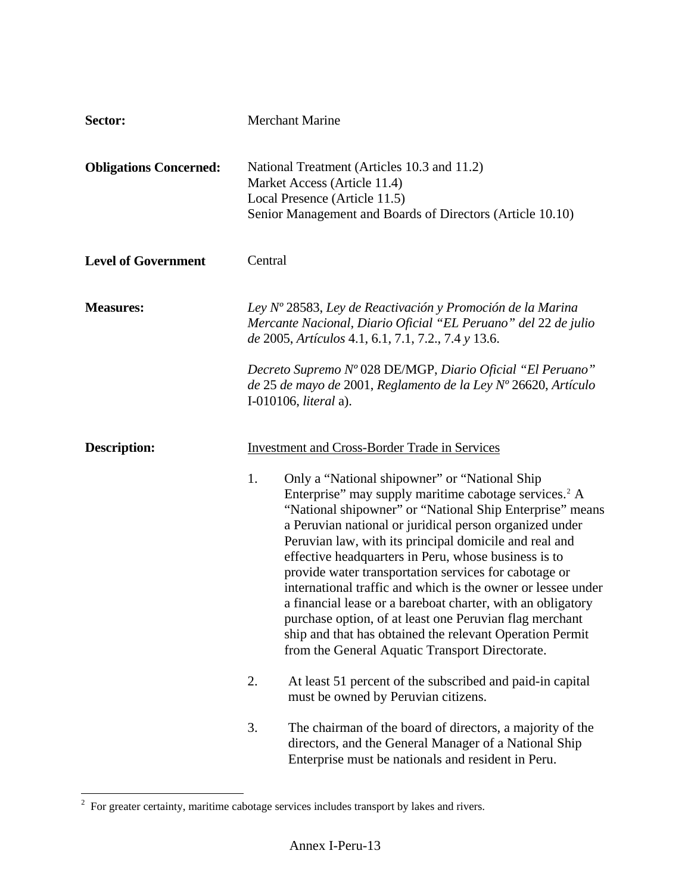**Sector:** Merchant Marine

**Obligations Concerned:** National Treatment (Articles 10.3 and 11.2)
Market Access (Article 11.4)
Local Presence (Article 11.5)
Senior Management and Boards of Directors (Article 10.10)

**Level of Government** Central

**Measures:** *Ley Nº* 28583, *Ley de Reactivación y Promoción de la Marina Mercante Nacional, Diario Oficial "EL Peruano" del* 22 *de julio de* 2005, *Artículos* 4.1, 6.1, 7.1, 7.2., 7.4 *y* 13.6.

*Decreto Supremo Nº* 028 DE/MGP, *Diario Oficial "El Peruano" de* 25 *de mayo de* 2001, *Reglamento de la Ley Nº* 26620, *Artículo* I-010106, *literal* a).

**Description:** Investment and Cross-Border Trade in Services

1. Only a "National shipowner" or "National Ship Enterprise" may supply maritime cabotage services.[2] A "National shipowner" or "National Ship Enterprise" means a Peruvian national or juridical person organized under Peruvian law, with its principal domicile and real and effective headquarters in Peru, whose business is to provide water transportation services for cabotage or international traffic and which is the owner or lessee under a financial lease or a bareboat charter, with an obligatory purchase option, of at least one Peruvian flag merchant ship and that has obtained the relevant Operation Permit from the General Aquatic Transport Directorate.

2. At least 51 percent of the subscribed and paid-in capital must be owned by Peruvian citizens.

3. The chairman of the board of directors, a majority of the directors, and the General Manager of a National Ship Enterprise must be nationals and resident in Peru.

[2] For greater certainty, maritime cabotage services includes transport by lakes and rivers.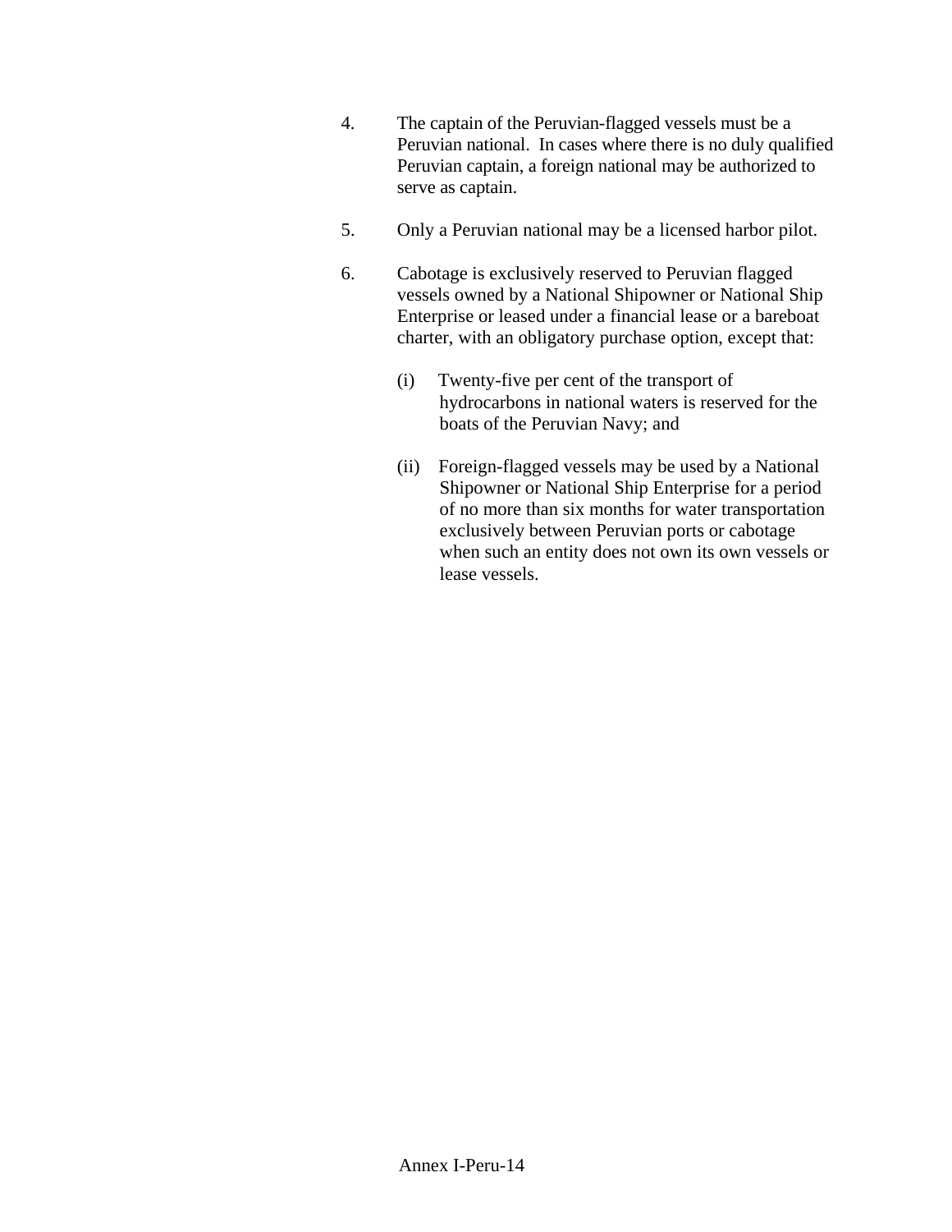4. The captain of the Peruvian-flagged vessels must be a Peruvian national. In cases where there is no duly qualified Peruvian captain, a foreign national may be authorized to serve as captain.

5. Only a Peruvian national may be a licensed harbor pilot.

6. Cabotage is exclusively reserved to Peruvian flagged vessels owned by a National Shipowner or National Ship Enterprise or leased under a financial lease or a bareboat charter, with an obligatory purchase option, except that:

   (i) Twenty-five per cent of the transport of hydrocarbons in national waters is reserved for the boats of the Peruvian Navy; and

   (ii) Foreign-flagged vessels may be used by a National Shipowner or National Ship Enterprise for a period of no more than six months for water transportation exclusively between Peruvian ports or cabotage when such an entity does not own its own vessels or lease vessels.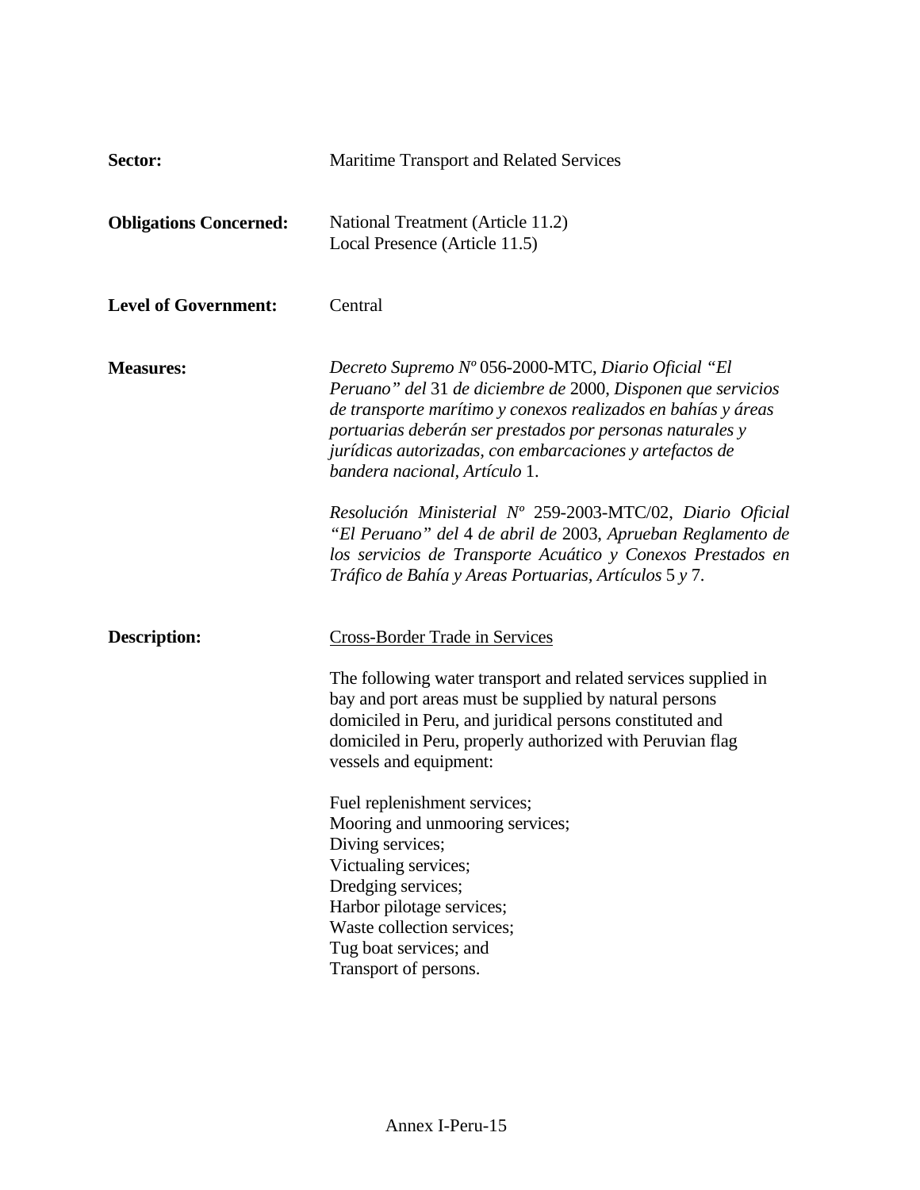**Sector:** Maritime Transport and Related Services

**Obligations Concerned:** National Treatment (Article 11.2)
Local Presence (Article 11.5)

**Level of Government:** Central

**Measures:** *Decreto Supremo Nº* 056-2000-MTC, *Diario Oficial "El Peruano" del* 31 *de diciembre de* 2000, *Disponen que servicios de transporte marítimo y conexos realizados en bahías y áreas portuarias deberán ser prestados por personas naturales y jurídicas autorizadas, con embarcaciones y artefactos de bandera nacional, Artículo* 1.

*Resolución Ministerial Nº* 259-2003-MTC/02, *Diario Oficial "El Peruano" del* 4 *de abril de* 2003, *Aprueban Reglamento de los servicios de Transporte Acuático y Conexos Prestados en Tráfico de Bahía y Areas Portuarias, Artículos* 5 *y* 7.

**Description:** <u>Cross-Border Trade in Services</u>

The following water transport and related services supplied in bay and port areas must be supplied by natural persons domiciled in Peru, and juridical persons constituted and domiciled in Peru, properly authorized with Peruvian flag vessels and equipment:

Fuel replenishment services;
Mooring and unmooring services;
Diving services;
Victualing services;
Dredging services;
Harbor pilotage services;
Waste collection services;
Tug boat services; and
Transport of persons.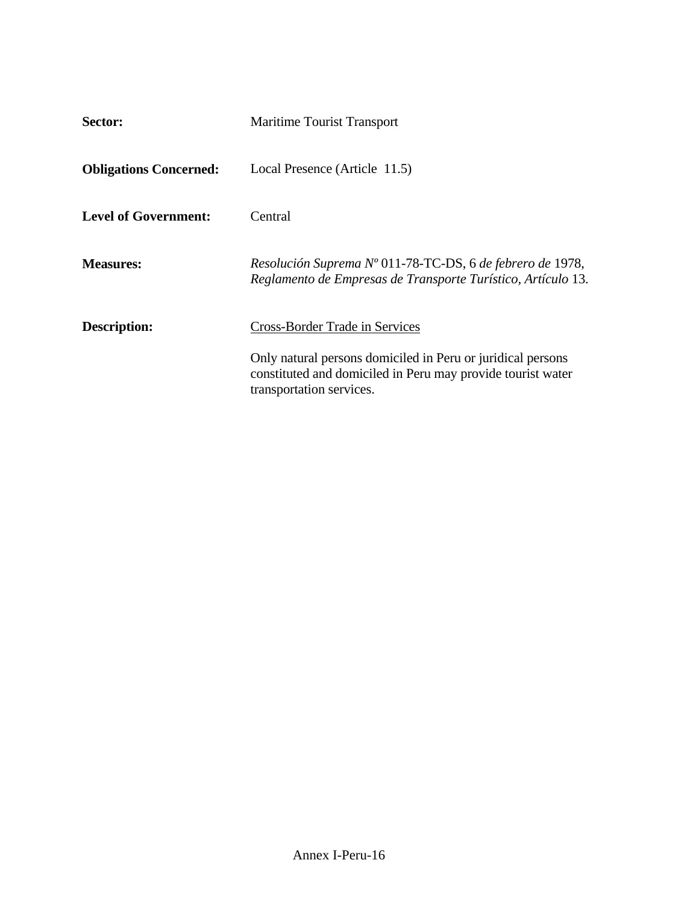**Sector:** Maritime Tourist Transport

**Obligations Concerned:** Local Presence (Article 11.5)

**Level of Government:** Central

**Measures:** *Resolución Suprema Nº* 011-78-TC-DS, 6 *de febrero de* 1978, *Reglamento de Empresas de Transporte Turístico*, *Artículo* 13.

**Description:** Cross-Border Trade in Services

Only natural persons domiciled in Peru or juridical persons constituted and domiciled in Peru may provide tourist water transportation services.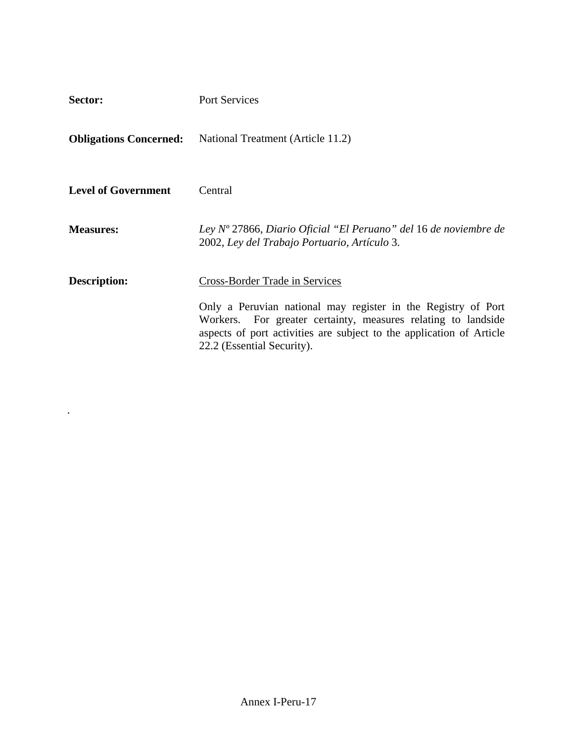**Sector:** Port Services

**Obligations Concerned:** National Treatment (Article 11.2)

**Level of Government** Central

**Measures:** *Ley Nº* 27866, *Diario Oficial "El Peruano" del* 16 *de noviembre de* 2002, *Ley del Trabajo Portuario, Artículo* 3.

**Description:** Cross-Border Trade in Services

Only a Peruvian national may register in the Registry of Port Workers. For greater certainty, measures relating to landside aspects of port activities are subject to the application of Article 22.2 (Essential Security).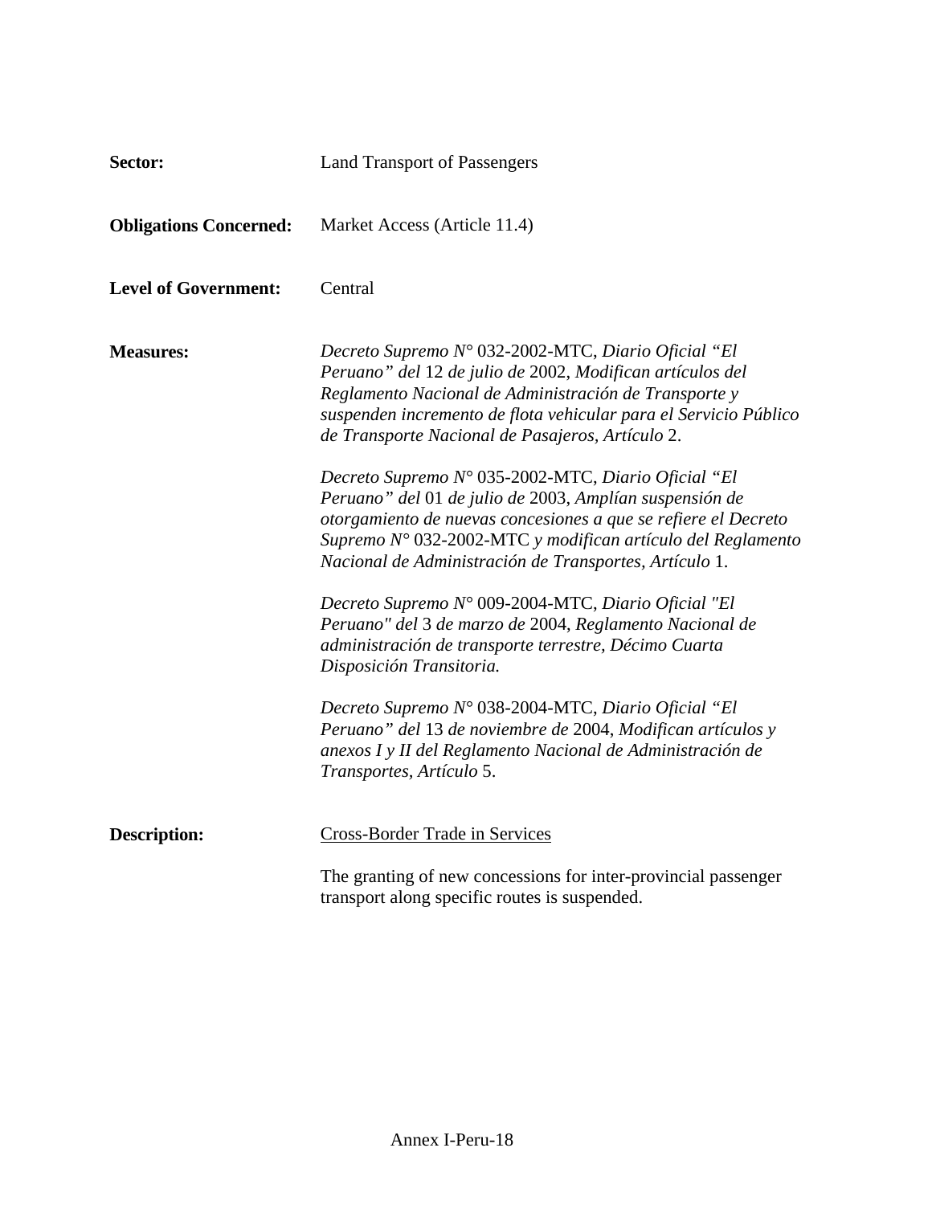**Sector:** Land Transport of Passengers

**Obligations Concerned:** Market Access (Article 11.4)

**Level of Government:** Central

**Measures:**

*Decreto Supremo N°* 032-2002-MTC, *Diario Oficial "El Peruano" del* 12 *de julio de* 2002, *Modifican artículos del Reglamento Nacional de Administración de Transporte y suspenden incremento de flota vehicular para el Servicio Público de Transporte Nacional de Pasajeros, Artículo* 2.

*Decreto Supremo N°* 035-2002-MTC, *Diario Oficial "El Peruano" del* 01 *de julio de* 2003, *Amplían suspensión de otorgamiento de nuevas concesiones a que se refiere el Decreto Supremo N°* 032-2002-MTC *y modifican artículo del Reglamento Nacional de Administración de Transportes, Artículo* 1.

*Decreto Supremo N°* 009-2004-MTC, *Diario Oficial "El Peruano" del* 3 *de marzo de* 2004, *Reglamento Nacional de administración de transporte terrestre, Décimo Cuarta Disposición Transitoria.*

*Decreto Supremo N°* 038-2004-MTC, *Diario Oficial "El Peruano" del* 13 *de noviembre de* 2004, *Modifican artículos y anexos I y II del Reglamento Nacional de Administración de Transportes, Artículo* 5.

**Description:**

Cross-Border Trade in Services

The granting of new concessions for inter-provincial passenger transport along specific routes is suspended.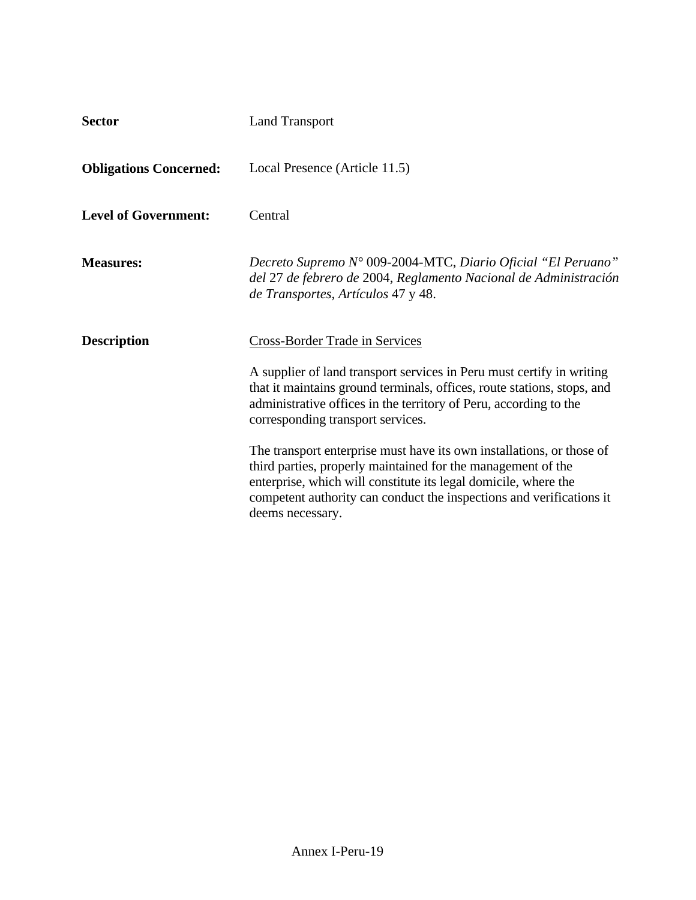**Sector** Land Transport

**Obligations Concerned:** Local Presence (Article 11.5)

**Level of Government:** Central

**Measures:** *Decreto Supremo N°* 009-2004-MTC, *Diario Oficial "El Peruano" del* 27 *de febrero de* 2004, *Reglamento Nacional de Administración de Transportes, Artículos* 47 y 48.

**Description** Cross-Border Trade in Services

A supplier of land transport services in Peru must certify in writing that it maintains ground terminals, offices, route stations, stops, and administrative offices in the territory of Peru, according to the corresponding transport services.

The transport enterprise must have its own installations, or those of third parties, properly maintained for the management of the enterprise, which will constitute its legal domicile, where the competent authority can conduct the inspections and verifications it deems necessary.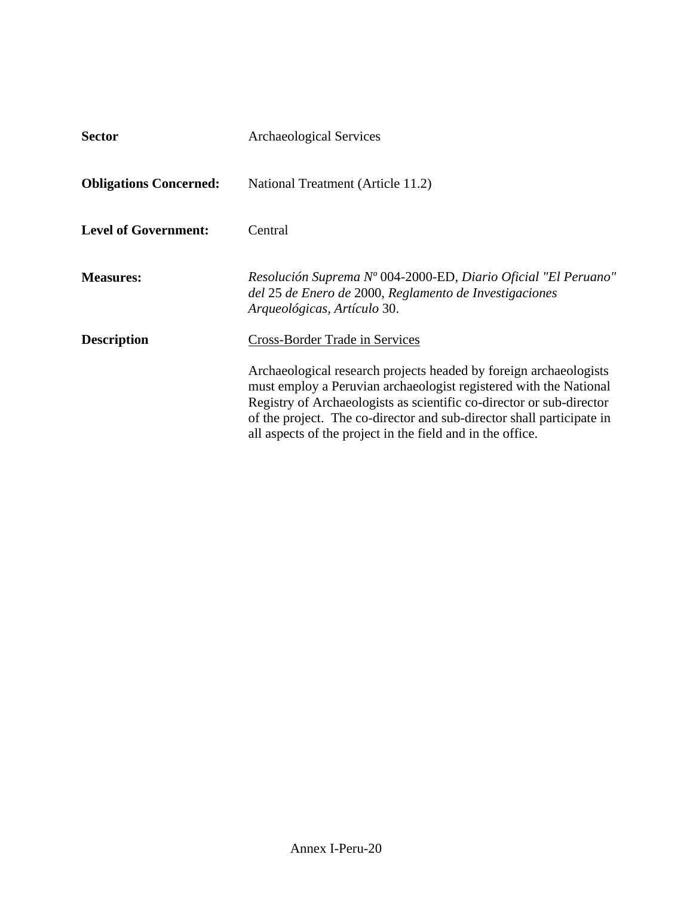**Sector** Archaeological Services

**Obligations Concerned:** National Treatment (Article 11.2)

**Level of Government:** Central

**Measures:** *Resolución Suprema Nº* 004-2000-ED, *Diario Oficial "El Peruano" del* 25 *de Enero de* 2000, *Reglamento de Investigaciones Arqueológicas, Artículo* 30.

**Description** Cross-Border Trade in Services

Archaeological research projects headed by foreign archaeologists must employ a Peruvian archaeologist registered with the National Registry of Archaeologists as scientific co-director or sub-director of the project. The co-director and sub-director shall participate in all aspects of the project in the field and in the office.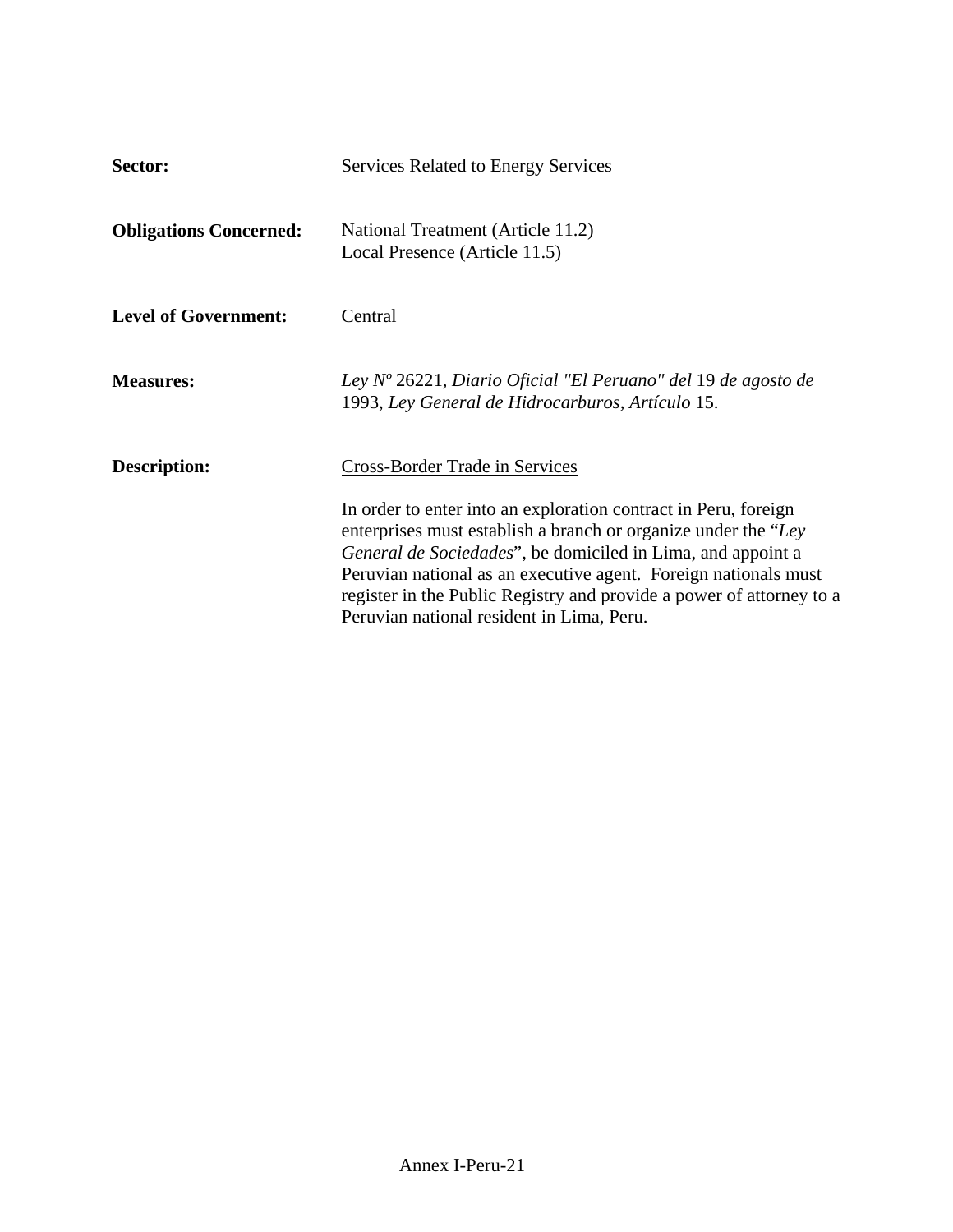**Sector:** Services Related to Energy Services

**Obligations Concerned:** National Treatment (Article 11.2)
Local Presence (Article 11.5)

**Level of Government:** Central

**Measures:** *Ley Nº* 26221, *Diario Oficial "El Peruano" del* 19 *de agosto de* 1993, *Ley General de Hidrocarburos, Artículo* 15.

**Description:** Cross-Border Trade in Services

In order to enter into an exploration contract in Peru, foreign enterprises must establish a branch or organize under the "*Ley General de Sociedades*", be domiciled in Lima, and appoint a Peruvian national as an executive agent. Foreign nationals must register in the Public Registry and provide a power of attorney to a Peruvian national resident in Lima, Peru.